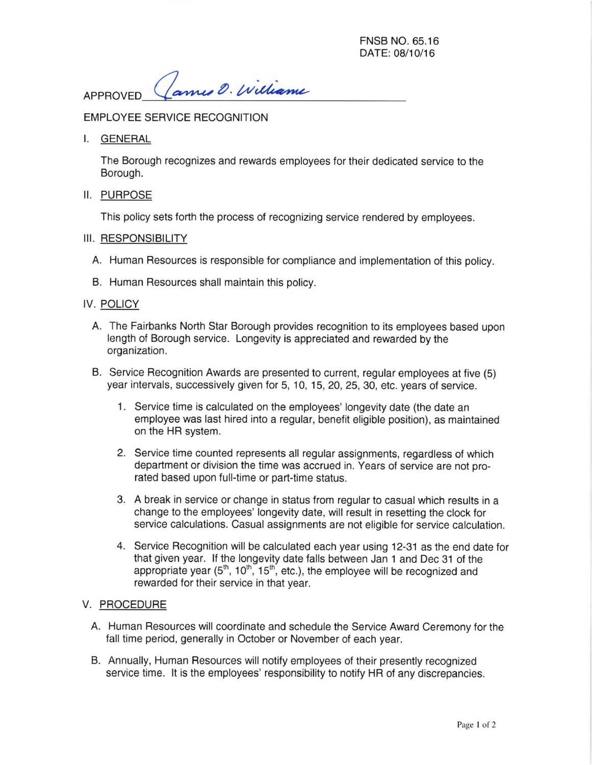FNSB NO. 65.16
DATE: 08/10/16

APPROVED James O. Williams

# EMPLOYEE SERVICE RECOGNITION

## I. GENERAL

The Borough recognizes and rewards employees for their dedicated service to the Borough.

## II. PURPOSE

This policy sets forth the process of recognizing service rendered by employees.

## III. RESPONSIBILITY

A. Human Resources is responsible for compliance and implementation of this policy.

B. Human Resources shall maintain this policy.

## IV. POLICY

A. The Fairbanks North Star Borough provides recognition to its employees based upon length of Borough service. Longevity is appreciated and rewarded by the organization.

B. Service Recognition Awards are presented to current, regular employees at five (5) year intervals, successively given for 5, 10, 15, 20, 25, 30, etc. years of service.

1. Service time is calculated on the employees' longevity date (the date an employee was last hired into a regular, benefit eligible position), as maintained on the HR system.

2. Service time counted represents all regular assignments, regardless of which department or division the time was accrued in. Years of service are not pro-rated based upon full-time or part-time status.

3. A break in service or change in status from regular to casual which results in a change to the employees' longevity date, will result in resetting the clock for service calculations. Casual assignments are not eligible for service calculation.

4. Service Recognition will be calculated each year using 12-31 as the end date for that given year. If the longevity date falls between Jan 1 and Dec 31 of the appropriate year (5th, 10th, 15th, etc.), the employee will be recognized and rewarded for their service in that year.

## V. PROCEDURE

A. Human Resources will coordinate and schedule the Service Award Ceremony for the fall time period, generally in October or November of each year.

B. Annually, Human Resources will notify employees of their presently recognized service time. It is the employees' responsibility to notify HR of any discrepancies.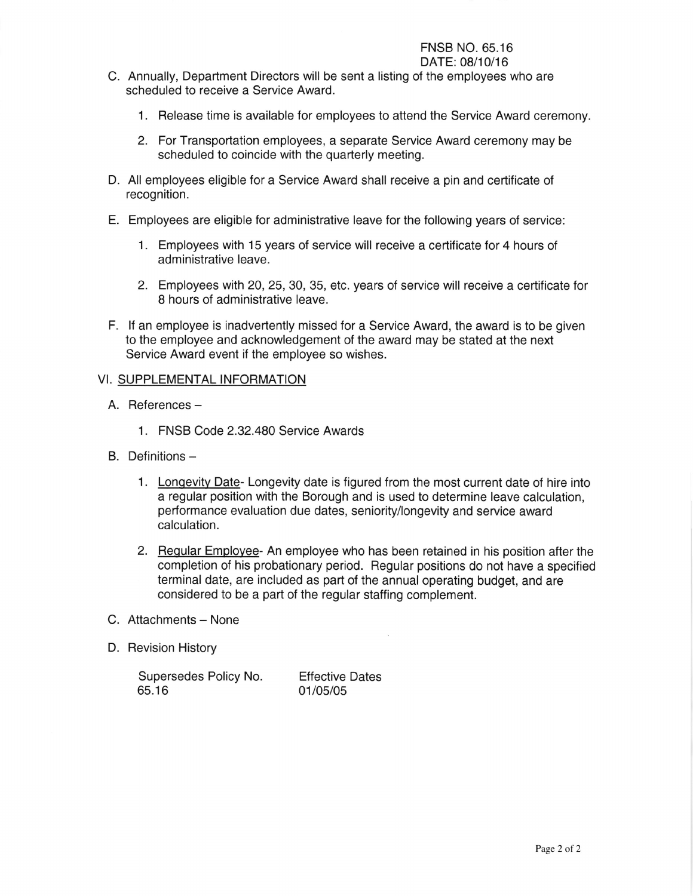C. Annually, Department Directors will be sent a listing of the employees who are scheduled to receive a Service Award.

   1. Release time is available for employees to attend the Service Award ceremony.

   2. For Transportation employees, a separate Service Award ceremony may be scheduled to coincide with the quarterly meeting.

D. All employees eligible for a Service Award shall receive a pin and certificate of recognition.

E. Employees are eligible for administrative leave for the following years of service:

   1. Employees with 15 years of service will receive a certificate for 4 hours of administrative leave.

   2. Employees with 20, 25, 30, 35, etc. years of service will receive a certificate for 8 hours of administrative leave.

F. If an employee is inadvertently missed for a Service Award, the award is to be given to the employee and acknowledgement of the award may be stated at the next Service Award event if the employee so wishes.

## VI. SUPPLEMENTAL INFORMATION

A. References –

   1. FNSB Code 2.32.480 Service Awards

B. Definitions –

   1. Longevity Date- Longevity date is figured from the most current date of hire into a regular position with the Borough and is used to determine leave calculation, performance evaluation due dates, seniority/longevity and service award calculation.

   2. Regular Employee- An employee who has been retained in his position after the completion of his probationary period. Regular positions do not have a specified terminal date, are included as part of the annual operating budget, and are considered to be a part of the regular staffing complement.

C. Attachments – None

D. Revision History

| Supersedes Policy No. | Effective Dates |
|---|---|
| 65.16 | 01/05/05 |